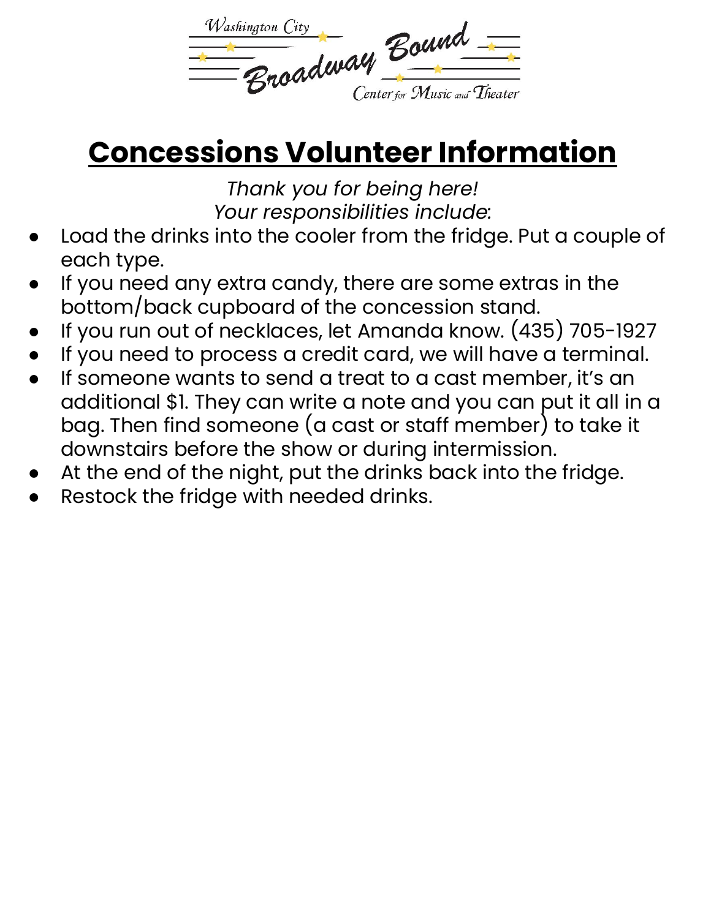Washington City Broadway Bound Center for Music and Theater

# Concessions Volunteer Information

*Thank you for being here!*
*Your responsibilities include*:

- Load the drinks into the cooler from the fridge. Put a couple of each type.
- If you need any extra candy, there are some extras in the bottom/back cupboard of the concession stand.
- If you run out of necklaces, let Amanda know. (435) 705-1927
- If you need to process a credit card, we will have a terminal.
- If someone wants to send a treat to a cast member, it's an additional $1. They can write a note and you can put it all in a bag. Then find someone (a cast or staff member) to take it downstairs before the show or during intermission.
- At the end of the night, put the drinks back into the fridge.
- Restock the fridge with needed drinks.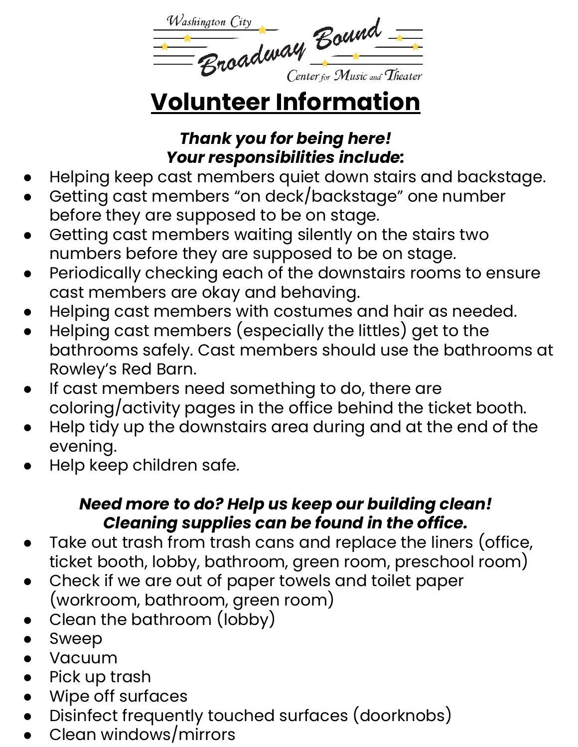Washington City Broadway Bound Center for Music and Theater

# Volunteer Information

***Thank you for being here!***
***Your responsibilities include:***

- Helping keep cast members quiet down stairs and backstage.
- Getting cast members "on deck/backstage" one number before they are supposed to be on stage.
- Getting cast members waiting silently on the stairs two numbers before they are supposed to be on stage.
- Periodically checking each of the downstairs rooms to ensure cast members are okay and behaving.
- Helping cast members with costumes and hair as needed.
- Helping cast members (especially the littles) get to the bathrooms safely. Cast members should use the bathrooms at Rowley's Red Barn.
- If cast members need something to do, there are coloring/activity pages in the office behind the ticket booth.
- Help tidy up the downstairs area during and at the end of the evening.
- Help keep children safe.

***Need more to do? Help us keep our building clean!***
***Cleaning supplies can be found in the office.***

- Take out trash from trash cans and replace the liners (office, ticket booth, lobby, bathroom, green room, preschool room)
- Check if we are out of paper towels and toilet paper (workroom, bathroom, green room)
- Clean the bathroom (lobby)
- Sweep
- Vacuum
- Pick up trash
- Wipe off surfaces
- Disinfect frequently touched surfaces (doorknobs)
- Clean windows/mirrors